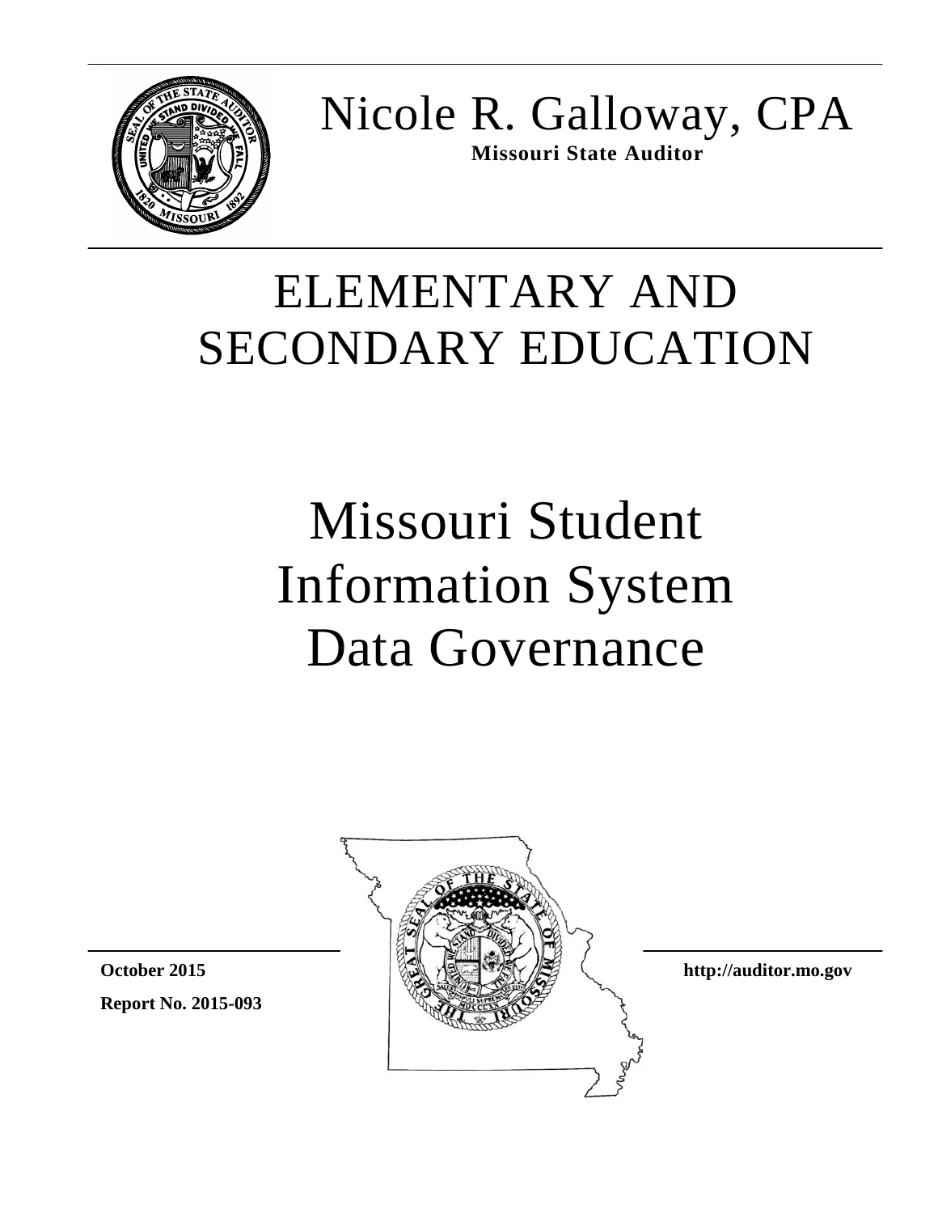Nicole R. Galloway, CPA

**Missouri State Auditor**

# ELEMENTARY AND SECONDARY EDUCATION

# Missouri Student Information System Data Governance

**October 2015**

**Report No. 2015-093**

**http://auditor.mo.gov**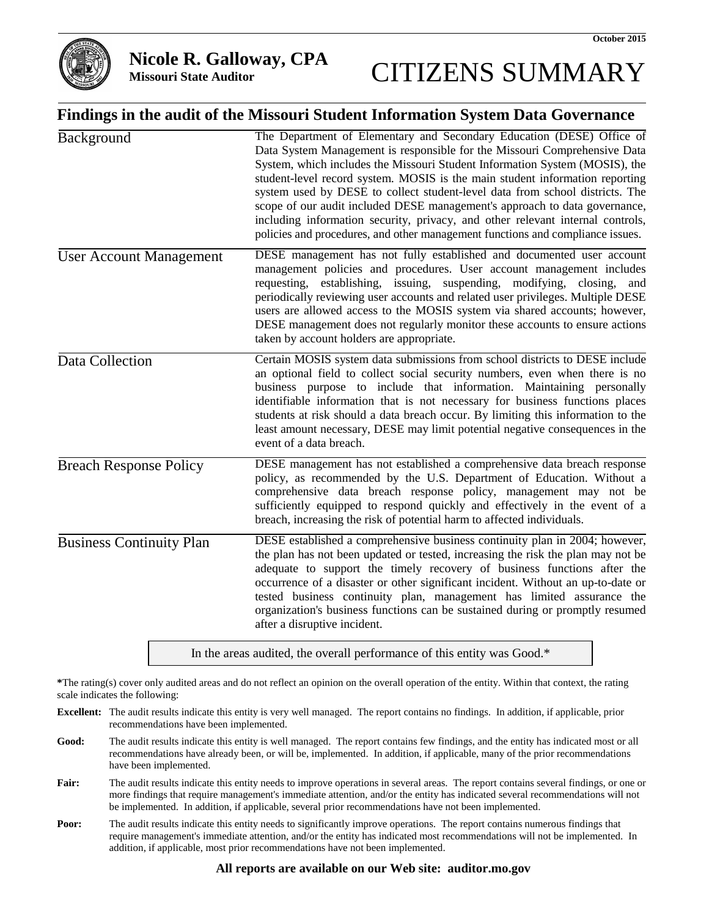October 2015

**Nicole R. Galloway, CPA**
**Missouri State Auditor**

# CITIZENS SUMMARY

## Findings in the audit of the Missouri Student Information System Data Governance

| | |
|---|---|
| Background | The Department of Elementary and Secondary Education (DESE) Office of Data System Management is responsible for the Missouri Comprehensive Data System, which includes the Missouri Student Information System (MOSIS), the student-level record system. MOSIS is the main student information reporting system used by DESE to collect student-level data from school districts. The scope of our audit included DESE management's approach to data governance, including information security, privacy, and other relevant internal controls, policies and procedures, and other management functions and compliance issues. |
| User Account Management | DESE management has not fully established and documented user account management policies and procedures. User account management includes requesting, establishing, issuing, suspending, modifying, closing, and periodically reviewing user accounts and related user privileges. Multiple DESE users are allowed access to the MOSIS system via shared accounts; however, DESE management does not regularly monitor these accounts to ensure actions taken by account holders are appropriate. |
| Data Collection | Certain MOSIS system data submissions from school districts to DESE include an optional field to collect social security numbers, even when there is no business purpose to include that information. Maintaining personally identifiable information that is not necessary for business functions places students at risk should a data breach occur. By limiting this information to the least amount necessary, DESE may limit potential negative consequences in the event of a data breach. |
| Breach Response Policy | DESE management has not established a comprehensive data breach response policy, as recommended by the U.S. Department of Education. Without a comprehensive data breach response policy, management may not be sufficiently equipped to respond quickly and effectively in the event of a breach, increasing the risk of potential harm to affected individuals. |
| Business Continuity Plan | DESE established a comprehensive business continuity plan in 2004; however, the plan has not been updated or tested, increasing the risk the plan may not be adequate to support the timely recovery of business functions after the occurrence of a disaster or other significant incident. Without an up-to-date or tested business continuity plan, management has limited assurance the organization's business functions can be sustained during or promptly resumed after a disruptive incident. |

In the areas audited, the overall performance of this entity was Good.*

*The rating(s) cover only audited areas and do not reflect an opinion on the overall operation of the entity. Within that context, the rating scale indicates the following:

**Excellent:** The audit results indicate this entity is very well managed. The report contains no findings. In addition, if applicable, prior recommendations have been implemented.

**Good:** The audit results indicate this entity is well managed. The report contains few findings, and the entity has indicated most or all recommendations have already been, or will be, implemented. In addition, if applicable, many of the prior recommendations have been implemented.

**Fair:** The audit results indicate this entity needs to improve operations in several areas. The report contains several findings, or one or more findings that require management's immediate attention, and/or the entity has indicated several recommendations will not be implemented. In addition, if applicable, several prior recommendations have not been implemented.

**Poor:** The audit results indicate this entity needs to significantly improve operations. The report contains numerous findings that require management's immediate attention, and/or the entity has indicated most recommendations will not be implemented. In addition, if applicable, most prior recommendations have not been implemented.

**All reports are available on our Web site: auditor.mo.gov**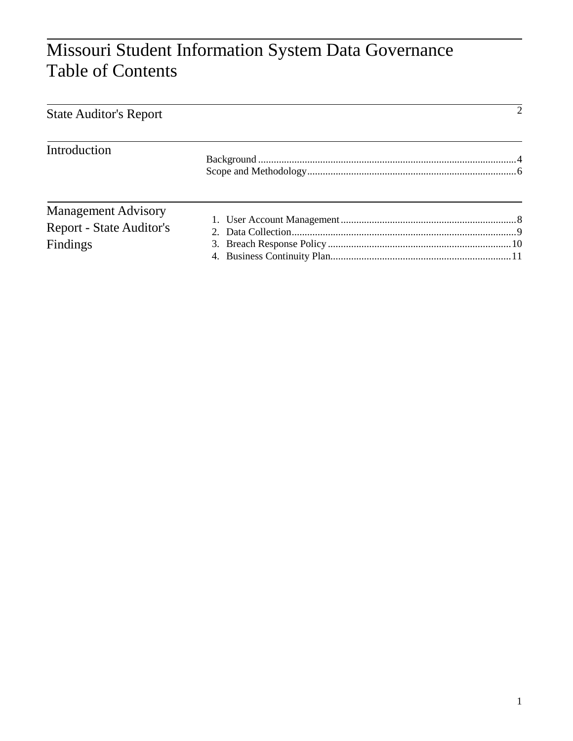# Missouri Student Information System Data Governance
# Table of Contents

| | | |
|---|---|---|
| **State Auditor's Report** | | 2 |
| **Introduction** | Background | 4 |
| | Scope and Methodology | 6 |
| **Management Advisory Report - State Auditor's Findings** | 1. User Account Management | 8 |
| | 2. Data Collection | 9 |
| | 3. Breach Response Policy | 10 |
| | 4. Business Continuity Plan | 11 |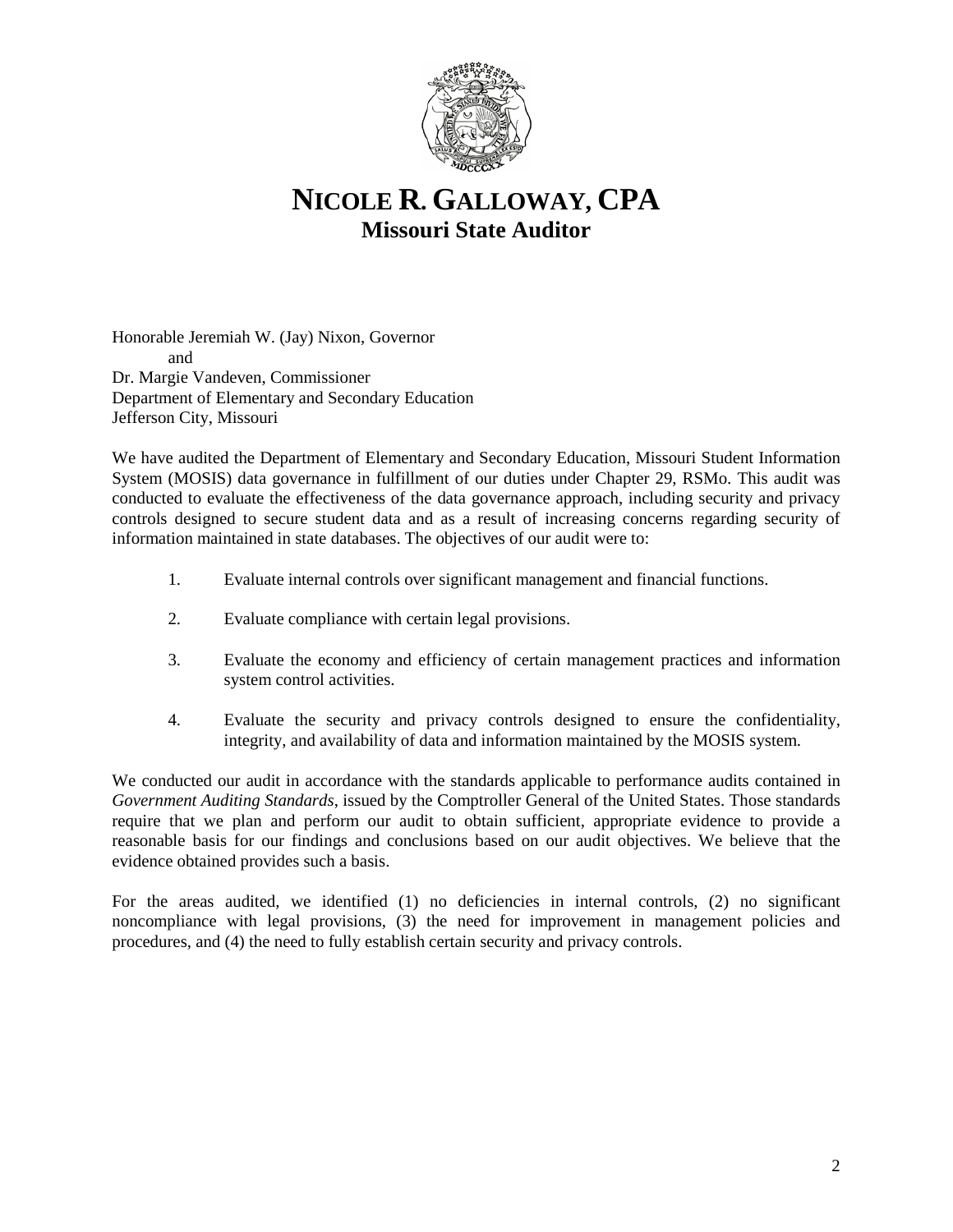# NICOLE R. GALLOWAY, CPA
## Missouri State Auditor

Honorable Jeremiah W. (Jay) Nixon, Governor
and
Dr. Margie Vandeven, Commissioner
Department of Elementary and Secondary Education
Jefferson City, Missouri

We have audited the Department of Elementary and Secondary Education, Missouri Student Information System (MOSIS) data governance in fulfillment of our duties under Chapter 29, RSMo. This audit was conducted to evaluate the effectiveness of the data governance approach, including security and privacy controls designed to secure student data and as a result of increasing concerns regarding security of information maintained in state databases. The objectives of our audit were to:

1. Evaluate internal controls over significant management and financial functions.

2. Evaluate compliance with certain legal provisions.

3. Evaluate the economy and efficiency of certain management practices and information system control activities.

4. Evaluate the security and privacy controls designed to ensure the confidentiality, integrity, and availability of data and information maintained by the MOSIS system.

We conducted our audit in accordance with the standards applicable to performance audits contained in *Government Auditing Standards*, issued by the Comptroller General of the United States. Those standards require that we plan and perform our audit to obtain sufficient, appropriate evidence to provide a reasonable basis for our findings and conclusions based on our audit objectives. We believe that the evidence obtained provides such a basis.

For the areas audited, we identified (1) no deficiencies in internal controls, (2) no significant noncompliance with legal provisions, (3) the need for improvement in management policies and procedures, and (4) the need to fully establish certain security and privacy controls.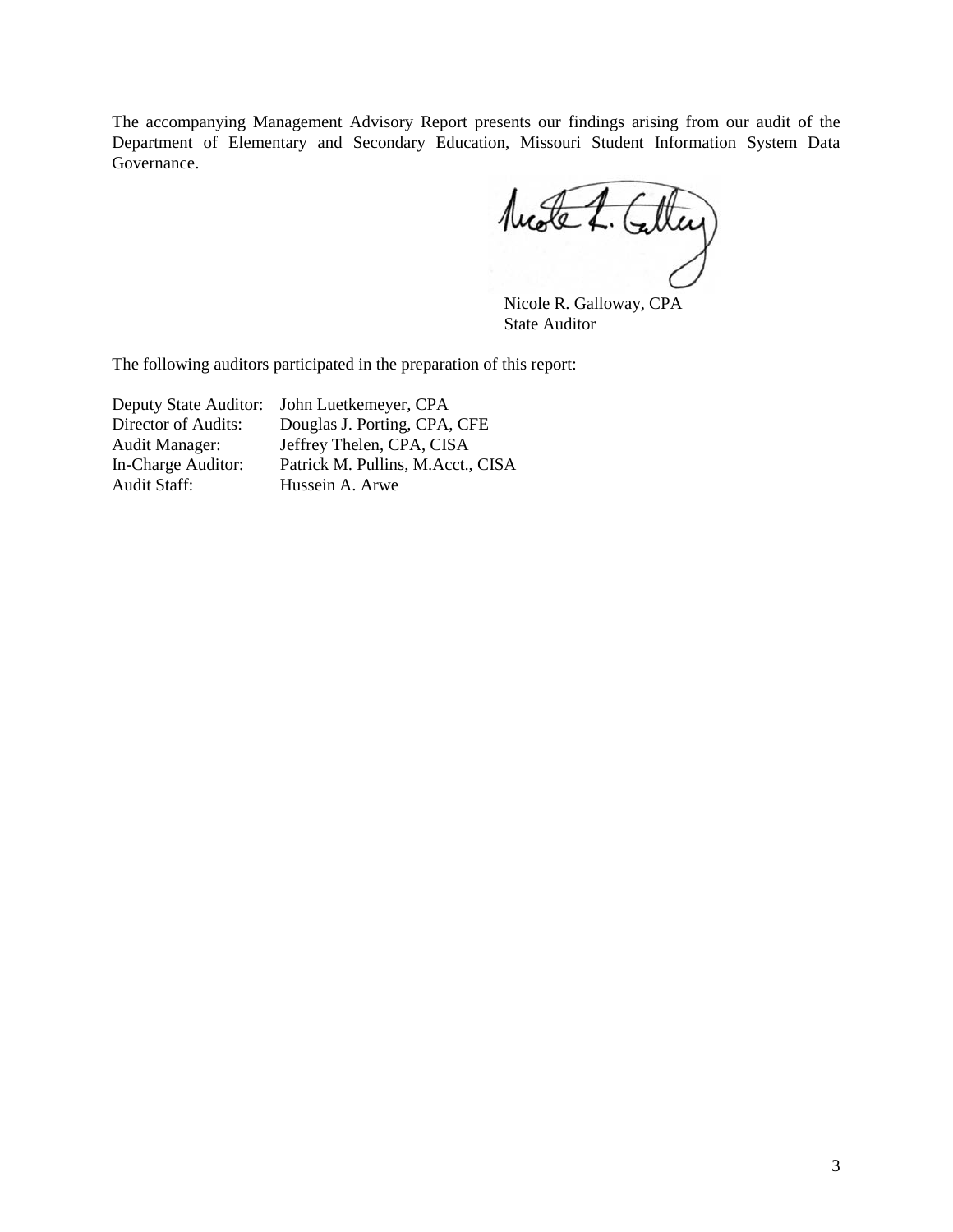The accompanying Management Advisory Report presents our findings arising from our audit of the Department of Elementary and Secondary Education, Missouri Student Information System Data Governance.

Nicole R. Galloway, CPA
State Auditor

The following auditors participated in the preparation of this report:

| | |
|---|---|
| Deputy State Auditor: | John Luetkemeyer, CPA |
| Director of Audits: | Douglas J. Porting, CPA, CFE |
| Audit Manager: | Jeffrey Thelen, CPA, CISA |
| In-Charge Auditor: | Patrick M. Pullins, M.Acct., CISA |
| Audit Staff: | Hussein A. Arwe |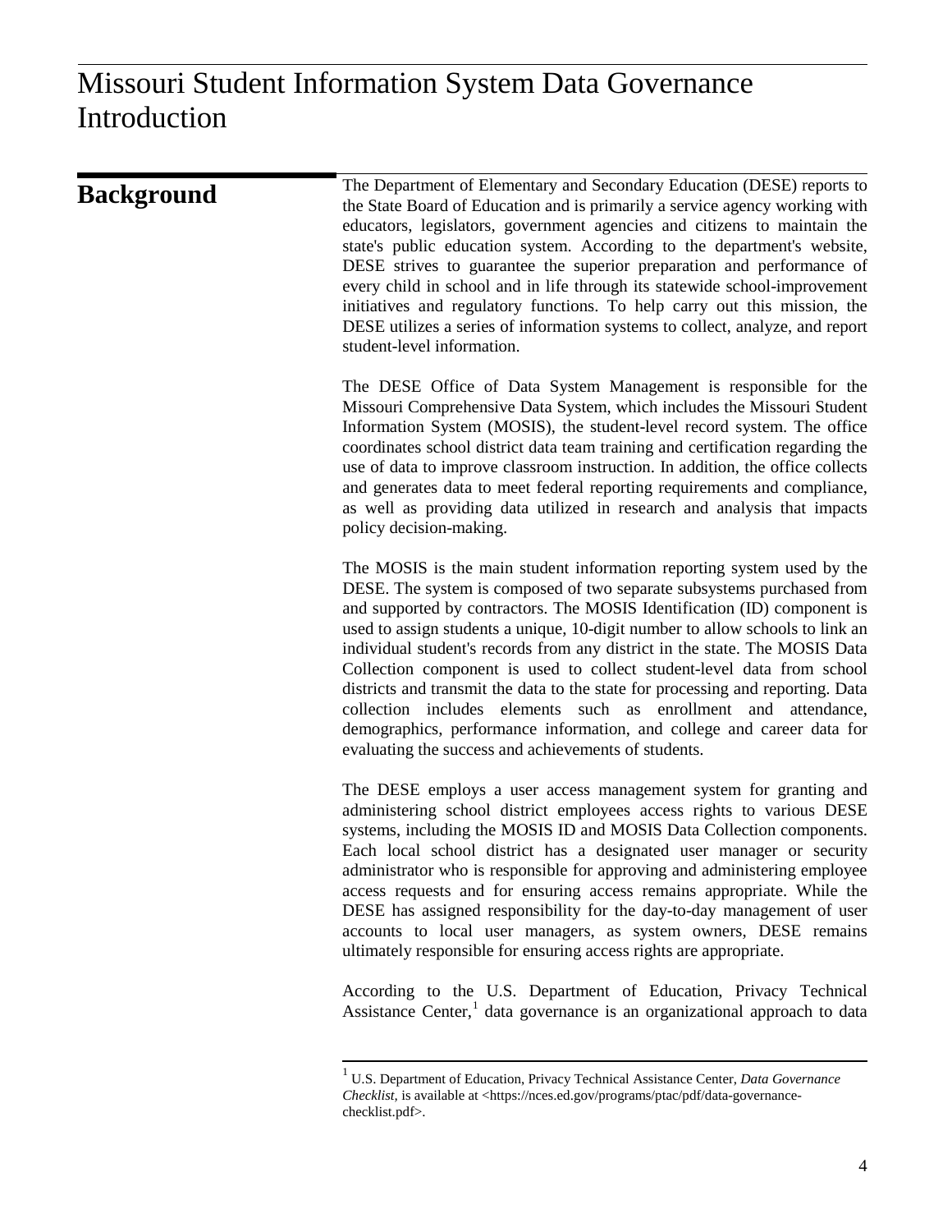# Missouri Student Information System Data Governance Introduction

## Background

The Department of Elementary and Secondary Education (DESE) reports to the State Board of Education and is primarily a service agency working with educators, legislators, government agencies and citizens to maintain the state's public education system. According to the department's website, DESE strives to guarantee the superior preparation and performance of every child in school and in life through its statewide school-improvement initiatives and regulatory functions. To help carry out this mission, the DESE utilizes a series of information systems to collect, analyze, and report student-level information.

The DESE Office of Data System Management is responsible for the Missouri Comprehensive Data System, which includes the Missouri Student Information System (MOSIS), the student-level record system. The office coordinates school district data team training and certification regarding the use of data to improve classroom instruction. In addition, the office collects and generates data to meet federal reporting requirements and compliance, as well as providing data utilized in research and analysis that impacts policy decision-making.

The MOSIS is the main student information reporting system used by the DESE. The system is composed of two separate subsystems purchased from and supported by contractors. The MOSIS Identification (ID) component is used to assign students a unique, 10-digit number to allow schools to link an individual student's records from any district in the state. The MOSIS Data Collection component is used to collect student-level data from school districts and transmit the data to the state for processing and reporting. Data collection includes elements such as enrollment and attendance, demographics, performance information, and college and career data for evaluating the success and achievements of students.

The DESE employs a user access management system for granting and administering school district employees access rights to various DESE systems, including the MOSIS ID and MOSIS Data Collection components. Each local school district has a designated user manager or security administrator who is responsible for approving and administering employee access requests and for ensuring access remains appropriate. While the DESE has assigned responsibility for the day-to-day management of user accounts to local user managers, as system owners, DESE remains ultimately responsible for ensuring access rights are appropriate.

According to the U.S. Department of Education, Privacy Technical Assistance Center,[1] data governance is an organizational approach to data

---

[1] U.S. Department of Education, Privacy Technical Assistance Center, *Data Governance Checklist,* is available at <https://nces.ed.gov/programs/ptac/pdf/data-governance-checklist.pdf>.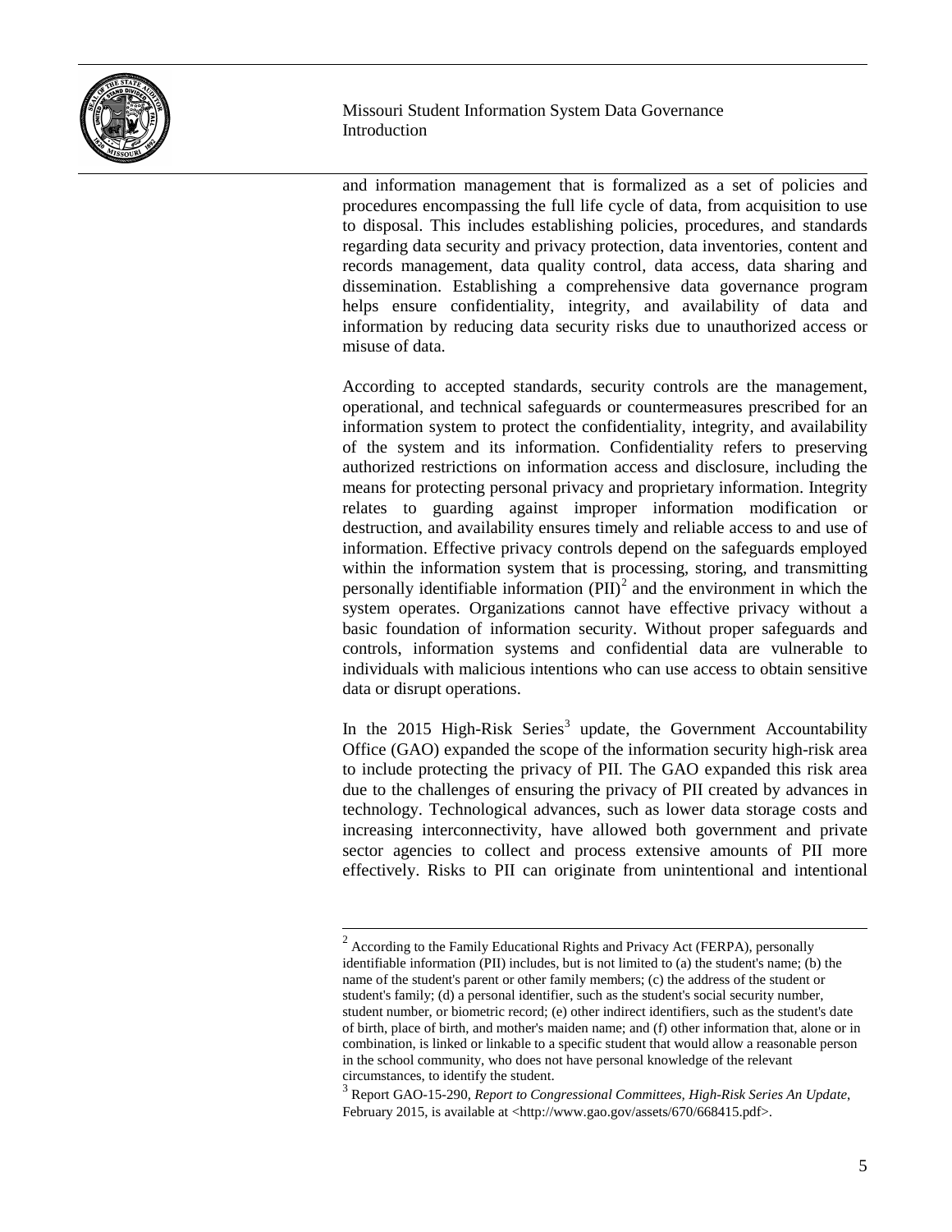and information management that is formalized as a set of policies and procedures encompassing the full life cycle of data, from acquisition to use to disposal. This includes establishing policies, procedures, and standards regarding data security and privacy protection, data inventories, content and records management, data quality control, data access, data sharing and dissemination. Establishing a comprehensive data governance program helps ensure confidentiality, integrity, and availability of data and information by reducing data security risks due to unauthorized access or misuse of data.

According to accepted standards, security controls are the management, operational, and technical safeguards or countermeasures prescribed for an information system to protect the confidentiality, integrity, and availability of the system and its information. Confidentiality refers to preserving authorized restrictions on information access and disclosure, including the means for protecting personal privacy and proprietary information. Integrity relates to guarding against improper information modification or destruction, and availability ensures timely and reliable access to and use of information. Effective privacy controls depend on the safeguards employed within the information system that is processing, storing, and transmitting personally identifiable information (PII)[2] and the environment in which the system operates. Organizations cannot have effective privacy without a basic foundation of information security. Without proper safeguards and controls, information systems and confidential data are vulnerable to individuals with malicious intentions who can use access to obtain sensitive data or disrupt operations.

In the 2015 High-Risk Series[3] update, the Government Accountability Office (GAO) expanded the scope of the information security high-risk area to include protecting the privacy of PII. The GAO expanded this risk area due to the challenges of ensuring the privacy of PII created by advances in technology. Technological advances, such as lower data storage costs and increasing interconnectivity, have allowed both government and private sector agencies to collect and process extensive amounts of PII more effectively. Risks to PII can originate from unintentional and intentional

---

[2] According to the Family Educational Rights and Privacy Act (FERPA), personally identifiable information (PII) includes, but is not limited to (a) the student's name; (b) the name of the student's parent or other family members; (c) the address of the student or student's family; (d) a personal identifier, such as the student's social security number, student number, or biometric record; (e) other indirect identifiers, such as the student's date of birth, place of birth, and mother's maiden name; and (f) other information that, alone or in combination, is linked or linkable to a specific student that would allow a reasonable person in the school community, who does not have personal knowledge of the relevant circumstances, to identify the student.

[3] Report GAO-15-290, *Report to Congressional Committees, High-Risk Series An Update*, February 2015, is available at <http://www.gao.gov/assets/670/668415.pdf>.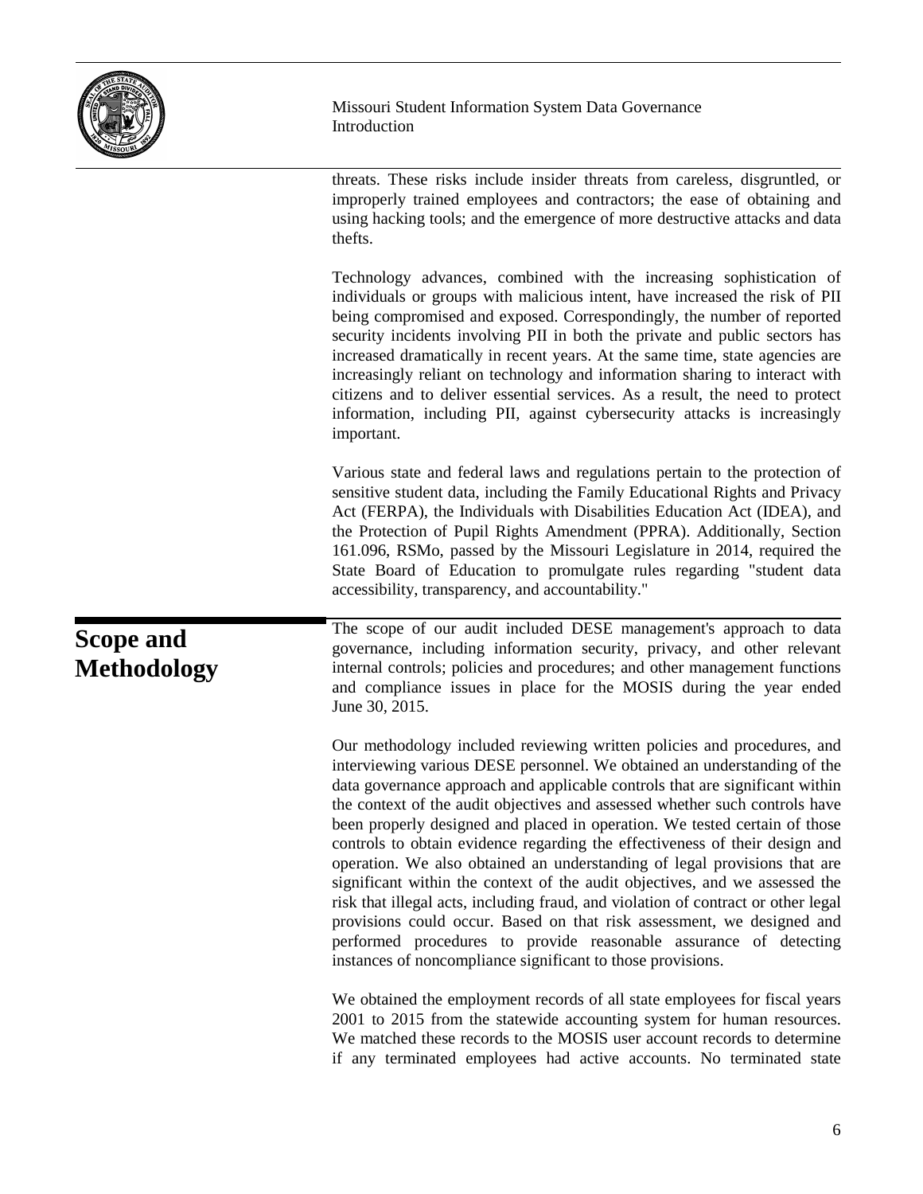threats. These risks include insider threats from careless, disgruntled, or improperly trained employees and contractors; the ease of obtaining and using hacking tools; and the emergence of more destructive attacks and data thefts.

Technology advances, combined with the increasing sophistication of individuals or groups with malicious intent, have increased the risk of PII being compromised and exposed. Correspondingly, the number of reported security incidents involving PII in both the private and public sectors has increased dramatically in recent years. At the same time, state agencies are increasingly reliant on technology and information sharing to interact with citizens and to deliver essential services. As a result, the need to protect information, including PII, against cybersecurity attacks is increasingly important.

Various state and federal laws and regulations pertain to the protection of sensitive student data, including the Family Educational Rights and Privacy Act (FERPA), the Individuals with Disabilities Education Act (IDEA), and the Protection of Pupil Rights Amendment (PPRA). Additionally, Section 161.096, RSMo, passed by the Missouri Legislature in 2014, required the State Board of Education to promulgate rules regarding "student data accessibility, transparency, and accountability."

## Scope and Methodology

The scope of our audit included DESE management's approach to data governance, including information security, privacy, and other relevant internal controls; policies and procedures; and other management functions and compliance issues in place for the MOSIS during the year ended June 30, 2015.

Our methodology included reviewing written policies and procedures, and interviewing various DESE personnel. We obtained an understanding of the data governance approach and applicable controls that are significant within the context of the audit objectives and assessed whether such controls have been properly designed and placed in operation. We tested certain of those controls to obtain evidence regarding the effectiveness of their design and operation. We also obtained an understanding of legal provisions that are significant within the context of the audit objectives, and we assessed the risk that illegal acts, including fraud, and violation of contract or other legal provisions could occur. Based on that risk assessment, we designed and performed procedures to provide reasonable assurance of detecting instances of noncompliance significant to those provisions.

We obtained the employment records of all state employees for fiscal years 2001 to 2015 from the statewide accounting system for human resources. We matched these records to the MOSIS user account records to determine if any terminated employees had active accounts. No terminated state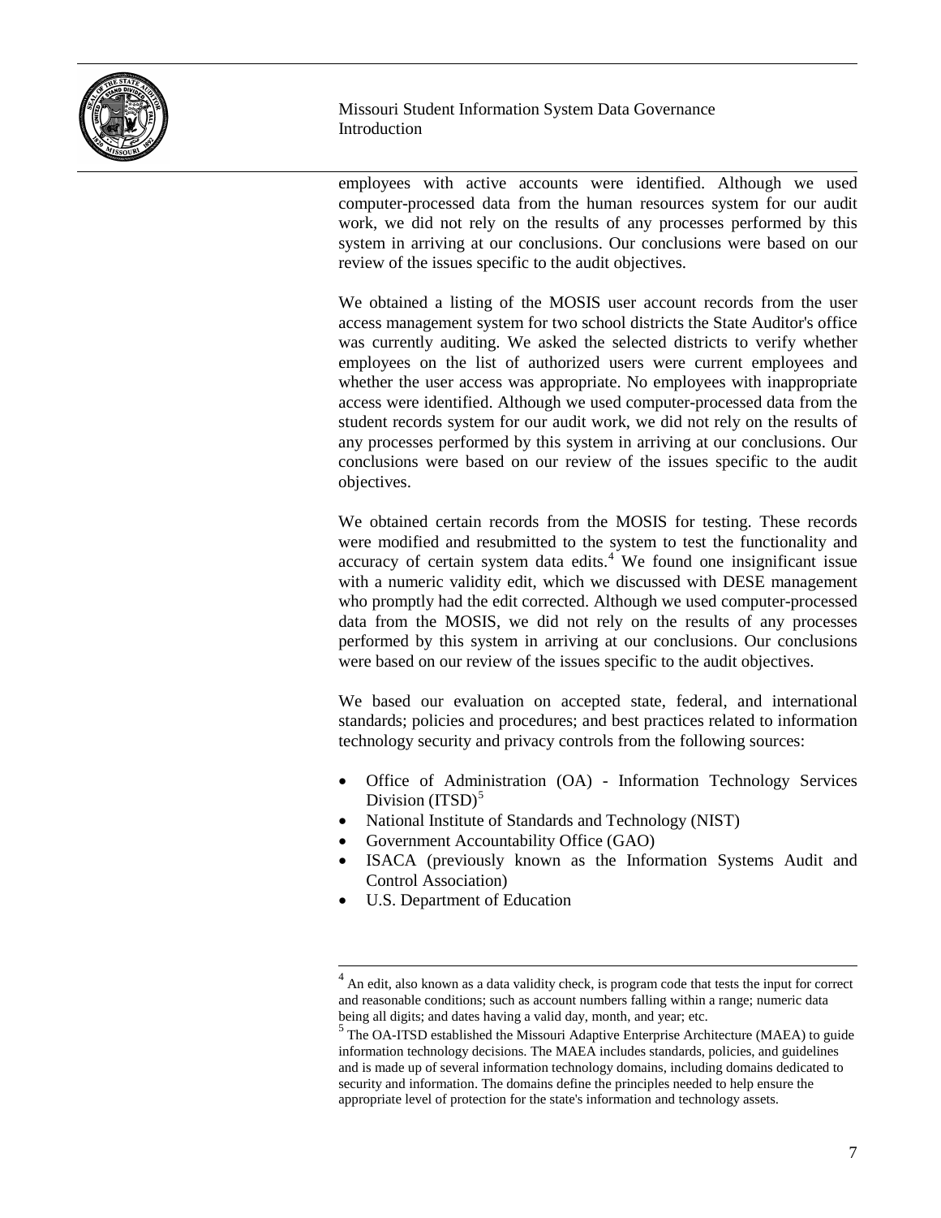employees with active accounts were identified. Although we used computer-processed data from the human resources system for our audit work, we did not rely on the results of any processes performed by this system in arriving at our conclusions. Our conclusions were based on our review of the issues specific to the audit objectives.

We obtained a listing of the MOSIS user account records from the user access management system for two school districts the State Auditor's office was currently auditing. We asked the selected districts to verify whether employees on the list of authorized users were current employees and whether the user access was appropriate. No employees with inappropriate access were identified. Although we used computer-processed data from the student records system for our audit work, we did not rely on the results of any processes performed by this system in arriving at our conclusions. Our conclusions were based on our review of the issues specific to the audit objectives.

We obtained certain records from the MOSIS for testing. These records were modified and resubmitted to the system to test the functionality and accuracy of certain system data edits.[4] We found one insignificant issue with a numeric validity edit, which we discussed with DESE management who promptly had the edit corrected. Although we used computer-processed data from the MOSIS, we did not rely on the results of any processes performed by this system in arriving at our conclusions. Our conclusions were based on our review of the issues specific to the audit objectives.

We based our evaluation on accepted state, federal, and international standards; policies and procedures; and best practices related to information technology security and privacy controls from the following sources:

- Office of Administration (OA) - Information Technology Services Division (ITSD)[5]
- National Institute of Standards and Technology (NIST)
- Government Accountability Office (GAO)
- ISACA (previously known as the Information Systems Audit and Control Association)
- U.S. Department of Education

[4] An edit, also known as a data validity check, is program code that tests the input for correct and reasonable conditions; such as account numbers falling within a range; numeric data being all digits; and dates having a valid day, month, and year; etc.

[5] The OA-ITSD established the Missouri Adaptive Enterprise Architecture (MAEA) to guide information technology decisions. The MAEA includes standards, policies, and guidelines and is made up of several information technology domains, including domains dedicated to security and information. The domains define the principles needed to help ensure the appropriate level of protection for the state's information and technology assets.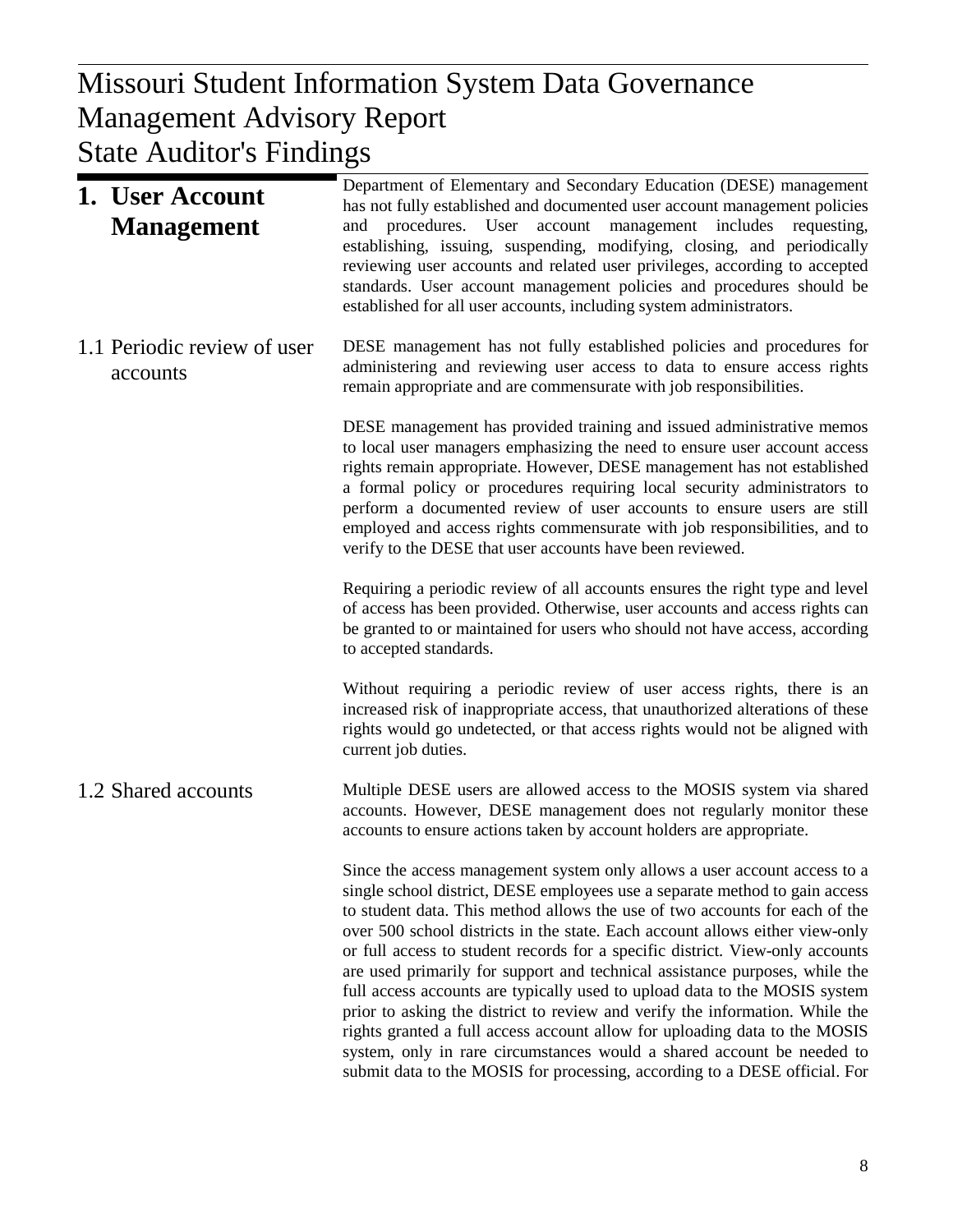# Missouri Student Information System Data Governance Management Advisory Report State Auditor's Findings

## 1. User Account Management

Department of Elementary and Secondary Education (DESE) management has not fully established and documented user account management policies and procedures. User account management includes requesting, establishing, issuing, suspending, modifying, closing, and periodically reviewing user accounts and related user privileges, according to accepted standards. User account management policies and procedures should be established for all user accounts, including system administrators.

### 1.1 Periodic review of user accounts

DESE management has not fully established policies and procedures for administering and reviewing user access to data to ensure access rights remain appropriate and are commensurate with job responsibilities.

DESE management has provided training and issued administrative memos to local user managers emphasizing the need to ensure user account access rights remain appropriate. However, DESE management has not established a formal policy or procedures requiring local security administrators to perform a documented review of user accounts to ensure users are still employed and access rights commensurate with job responsibilities, and to verify to the DESE that user accounts have been reviewed.

Requiring a periodic review of all accounts ensures the right type and level of access has been provided. Otherwise, user accounts and access rights can be granted to or maintained for users who should not have access, according to accepted standards.

Without requiring a periodic review of user access rights, there is an increased risk of inappropriate access, that unauthorized alterations of these rights would go undetected, or that access rights would not be aligned with current job duties.

### 1.2 Shared accounts

Multiple DESE users are allowed access to the MOSIS system via shared accounts. However, DESE management does not regularly monitor these accounts to ensure actions taken by account holders are appropriate.

Since the access management system only allows a user account access to a single school district, DESE employees use a separate method to gain access to student data. This method allows the use of two accounts for each of the over 500 school districts in the state. Each account allows either view-only or full access to student records for a specific district. View-only accounts are used primarily for support and technical assistance purposes, while the full access accounts are typically used to upload data to the MOSIS system prior to asking the district to review and verify the information. While the rights granted a full access account allow for uploading data to the MOSIS system, only in rare circumstances would a shared account be needed to submit data to the MOSIS for processing, according to a DESE official. For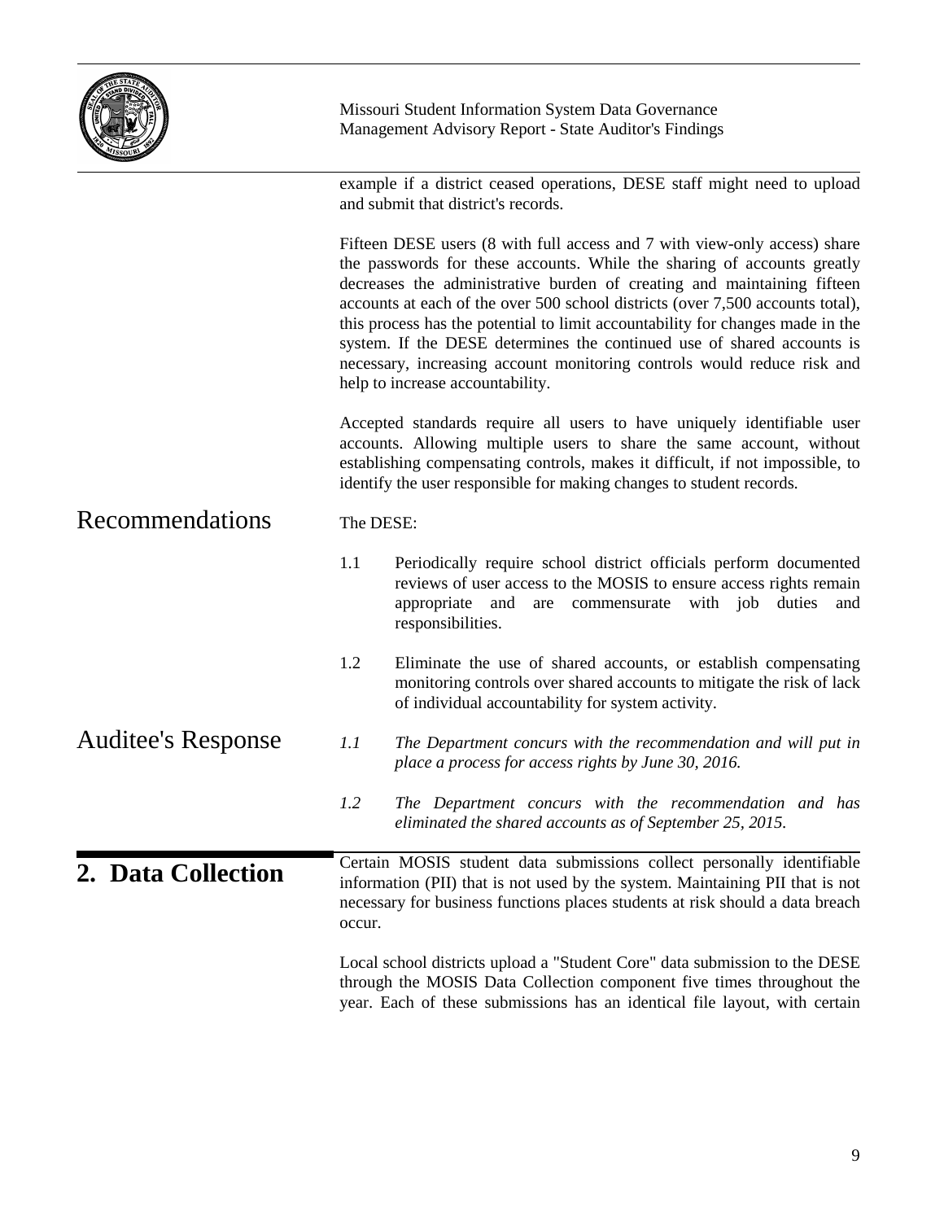example if a district ceased operations, DESE staff might need to upload and submit that district's records.

Fifteen DESE users (8 with full access and 7 with view-only access) share the passwords for these accounts. While the sharing of accounts greatly decreases the administrative burden of creating and maintaining fifteen accounts at each of the over 500 school districts (over 7,500 accounts total), this process has the potential to limit accountability for changes made in the system. If the DESE determines the continued use of shared accounts is necessary, increasing account monitoring controls would reduce risk and help to increase accountability.

Accepted standards require all users to have uniquely identifiable user accounts. Allowing multiple users to share the same account, without establishing compensating controls, makes it difficult, if not impossible, to identify the user responsible for making changes to student records.

## Recommendations

The DESE:

1.1 Periodically require school district officials perform documented reviews of user access to the MOSIS to ensure access rights remain appropriate and are commensurate with job duties and responsibilities.

1.2 Eliminate the use of shared accounts, or establish compensating monitoring controls over shared accounts to mitigate the risk of lack of individual accountability for system activity.

## Auditee's Response

*1.1 The Department concurs with the recommendation and will put in place a process for access rights by June 30, 2016.*

*1.2 The Department concurs with the recommendation and has eliminated the shared accounts as of September 25, 2015.*

## 2. Data Collection

Certain MOSIS student data submissions collect personally identifiable information (PII) that is not used by the system. Maintaining PII that is not necessary for business functions places students at risk should a data breach occur.

Local school districts upload a "Student Core" data submission to the DESE through the MOSIS Data Collection component five times throughout the year. Each of these submissions has an identical file layout, with certain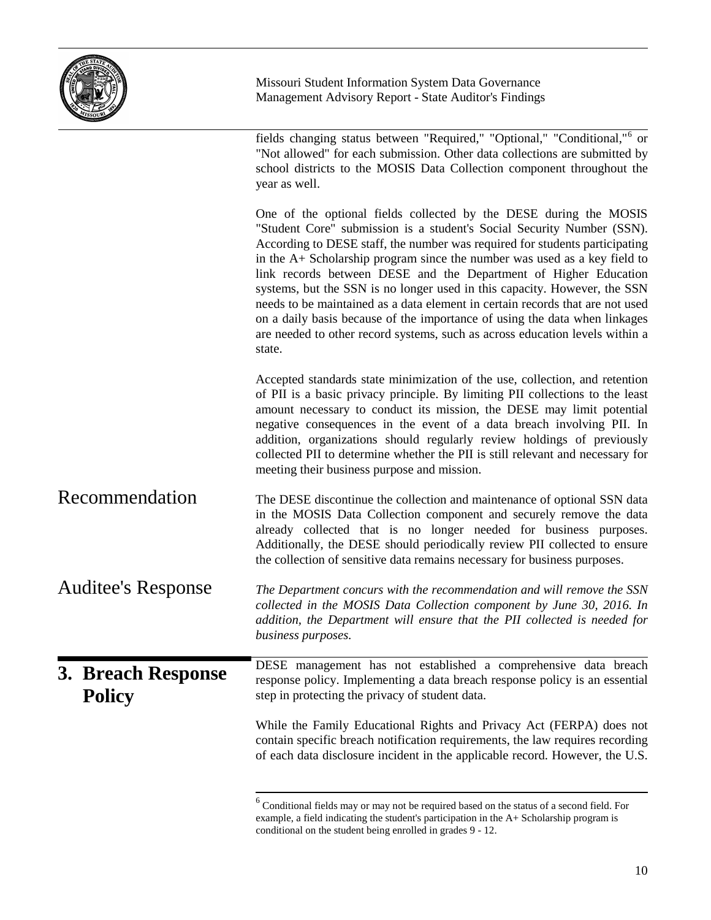fields changing status between "Required," "Optional," "Conditional,"[6] or "Not allowed" for each submission. Other data collections are submitted by school districts to the MOSIS Data Collection component throughout the year as well.

One of the optional fields collected by the DESE during the MOSIS "Student Core" submission is a student's Social Security Number (SSN). According to DESE staff, the number was required for students participating in the A+ Scholarship program since the number was used as a key field to link records between DESE and the Department of Higher Education systems, but the SSN is no longer used in this capacity. However, the SSN needs to be maintained as a data element in certain records that are not used on a daily basis because of the importance of using the data when linkages are needed to other record systems, such as across education levels within a state.

Accepted standards state minimization of the use, collection, and retention of PII is a basic privacy principle. By limiting PII collections to the least amount necessary to conduct its mission, the DESE may limit potential negative consequences in the event of a data breach involving PII. In addition, organizations should regularly review holdings of previously collected PII to determine whether the PII is still relevant and necessary for meeting their business purpose and mission.

## Recommendation

The DESE discontinue the collection and maintenance of optional SSN data in the MOSIS Data Collection component and securely remove the data already collected that is no longer needed for business purposes. Additionally, the DESE should periodically review PII collected to ensure the collection of sensitive data remains necessary for business purposes.

## Auditee's Response

*The Department concurs with the recommendation and will remove the SSN collected in the MOSIS Data Collection component by June 30, 2016. In addition, the Department will ensure that the PII collected is needed for business purposes.*

## 3. Breach Response Policy

DESE management has not established a comprehensive data breach response policy. Implementing a data breach response policy is an essential step in protecting the privacy of student data.

While the Family Educational Rights and Privacy Act (FERPA) does not contain specific breach notification requirements, the law requires recording of each data disclosure incident in the applicable record. However, the U.S.

---

[6] Conditional fields may or may not be required based on the status of a second field. For example, a field indicating the student's participation in the A+ Scholarship program is conditional on the student being enrolled in grades 9 - 12.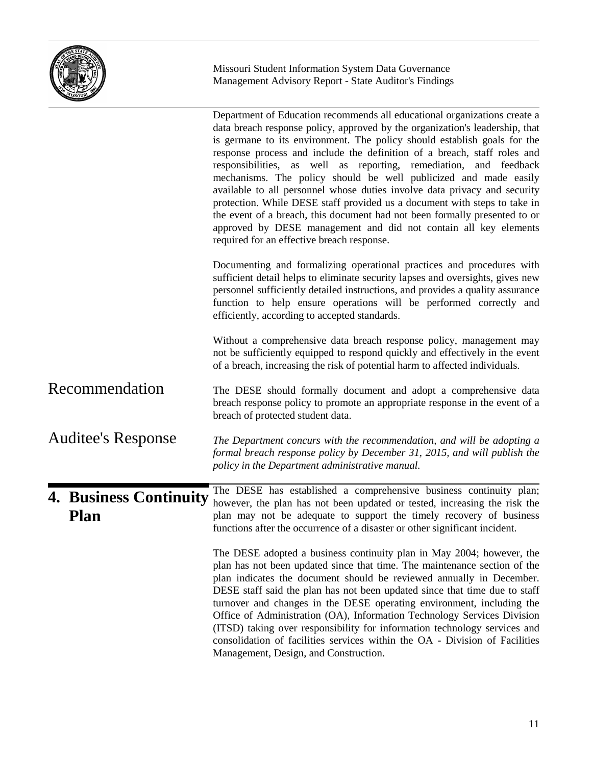Department of Education recommends all educational organizations create a data breach response policy, approved by the organization's leadership, that is germane to its environment. The policy should establish goals for the response process and include the definition of a breach, staff roles and responsibilities, as well as reporting, remediation, and feedback mechanisms. The policy should be well publicized and made easily available to all personnel whose duties involve data privacy and security protection. While DESE staff provided us a document with steps to take in the event of a breach, this document had not been formally presented to or approved by DESE management and did not contain all key elements required for an effective breach response.

Documenting and formalizing operational practices and procedures with sufficient detail helps to eliminate security lapses and oversights, gives new personnel sufficiently detailed instructions, and provides a quality assurance function to help ensure operations will be performed correctly and efficiently, according to accepted standards.

Without a comprehensive data breach response policy, management may not be sufficiently equipped to respond quickly and effectively in the event of a breach, increasing the risk of potential harm to affected individuals.

### Recommendation

The DESE should formally document and adopt a comprehensive data breach response policy to promote an appropriate response in the event of a breach of protected student data.

### Auditee's Response

*The Department concurs with the recommendation, and will be adopting a formal breach response policy by December 31, 2015, and will publish the policy in the Department administrative manual.*

## 4. Business Continuity Plan

The DESE has established a comprehensive business continuity plan; however, the plan has not been updated or tested, increasing the risk the plan may not be adequate to support the timely recovery of business functions after the occurrence of a disaster or other significant incident.

The DESE adopted a business continuity plan in May 2004; however, the plan has not been updated since that time. The maintenance section of the plan indicates the document should be reviewed annually in December. DESE staff said the plan has not been updated since that time due to staff turnover and changes in the DESE operating environment, including the Office of Administration (OA), Information Technology Services Division (ITSD) taking over responsibility for information technology services and consolidation of facilities services within the OA - Division of Facilities Management, Design, and Construction.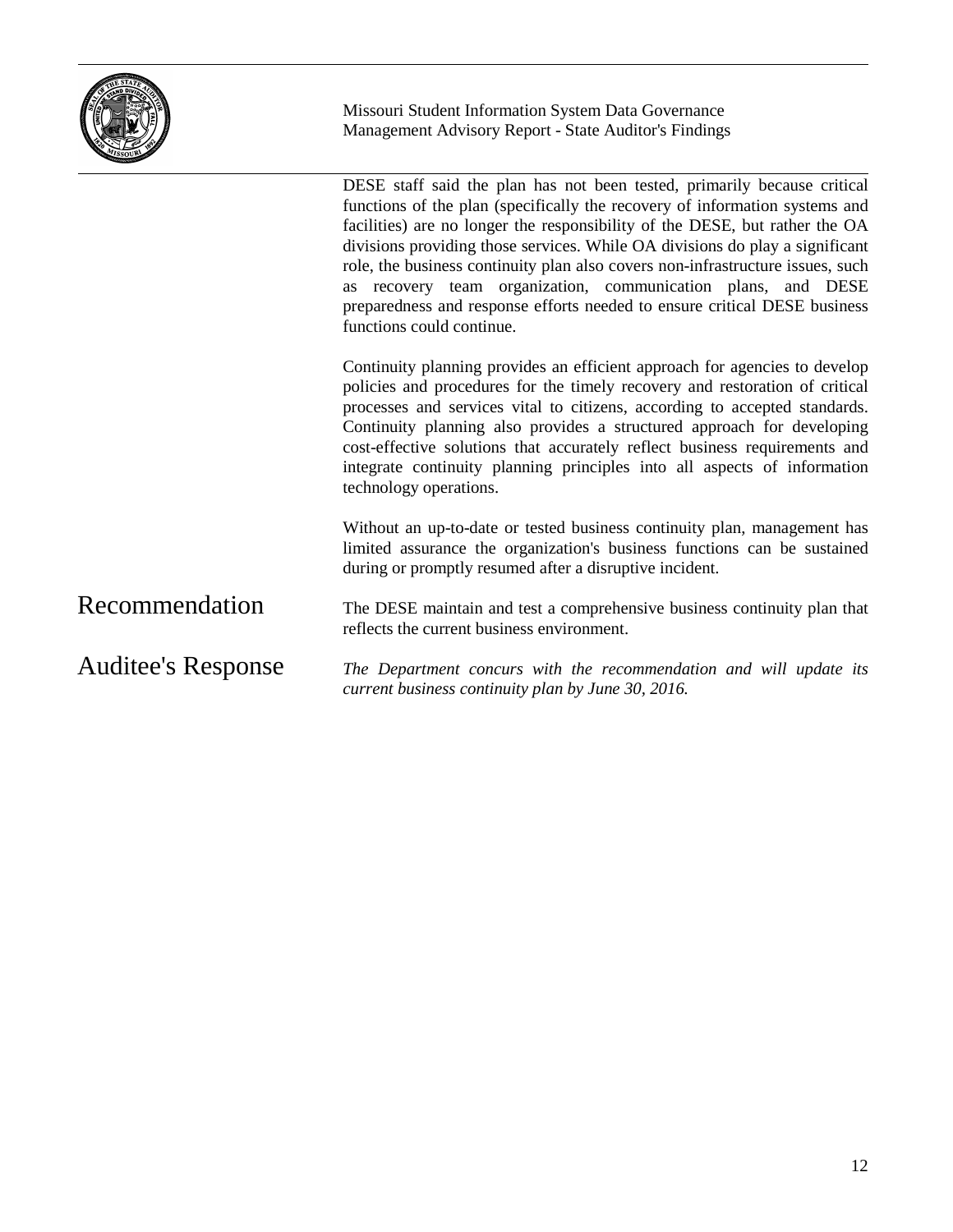DESE staff said the plan has not been tested, primarily because critical functions of the plan (specifically the recovery of information systems and facilities) are no longer the responsibility of the DESE, but rather the OA divisions providing those services. While OA divisions do play a significant role, the business continuity plan also covers non-infrastructure issues, such as recovery team organization, communication plans, and DESE preparedness and response efforts needed to ensure critical DESE business functions could continue.

Continuity planning provides an efficient approach for agencies to develop policies and procedures for the timely recovery and restoration of critical processes and services vital to citizens, according to accepted standards. Continuity planning also provides a structured approach for developing cost-effective solutions that accurately reflect business requirements and integrate continuity planning principles into all aspects of information technology operations.

Without an up-to-date or tested business continuity plan, management has limited assurance the organization's business functions can be sustained during or promptly resumed after a disruptive incident.

## Recommendation

The DESE maintain and test a comprehensive business continuity plan that reflects the current business environment.

## Auditee's Response

*The Department concurs with the recommendation and will update its current business continuity plan by June 30, 2016.*